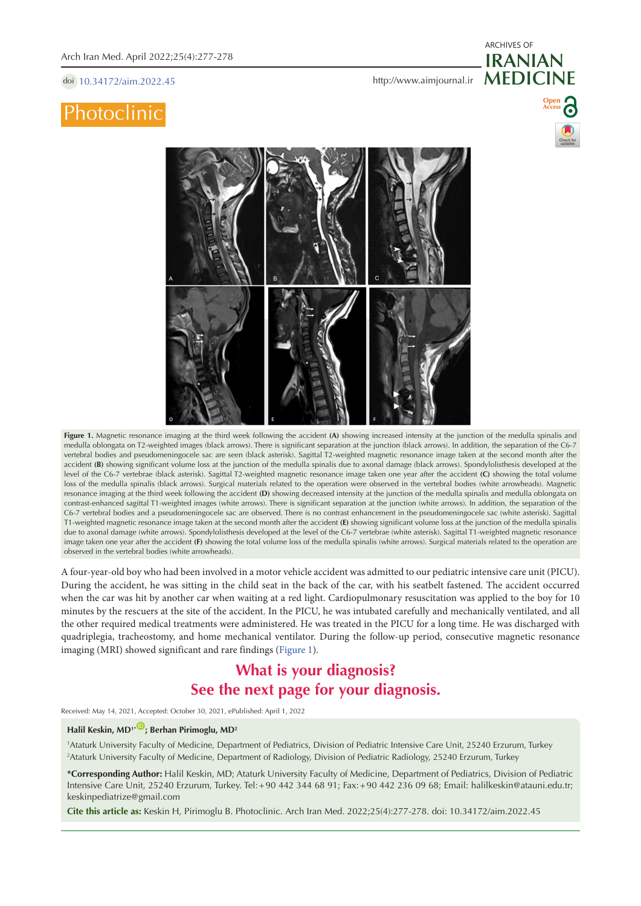# Photoclinic

**Figure 1.** Magnetic resonance imaging at the third week following the accident **(A)** showing increased intensity at the junction of the medulla spinalis and medulla oblongata on T2-weighted images (black arrows). There is significant separation at the junction (black arrows). In addition, the separation of the C6-7 vertebral bodies and pseudomeningocele sac are seen (black asterisk). Sagittal T2-weighted magnetic resonance image taken at the second month after the accident **(B)** showing significant volume loss at the junction of the medulla spinalis due to axonal damage (black arrows). Spondylolisthesis developed at the level of the C6-7 vertebrae (black asterisk). Sagittal T2-weighted magnetic resonance image taken one year after the accident **(C)** showing the total volume loss of the medulla spinalis (black arrows). Surgical materials related to the operation were observed in the vertebral bodies (white arrowheads). Magnetic resonance imaging at the third week following the accident **(D)** showing decreased intensity at the junction of the medulla spinalis and medulla oblongata on contrast-enhanced sagittal T1-weighted images (white arrows). There is significant separation at the junction (white arrows). In addition, the separation of the C6-7 vertebral bodies and a pseudomeningocele sac are observed. There is no contrast enhancement in the pseudomeningocele sac (white asterisk). Sagittal T1-weighted magnetic resonance image taken at the second month after the accident **(E)** showing significant volume loss at the junction of the medulla spinalis due to axonal damage (white arrows). Spondylolisthesis developed at the level of the C6-7 vertebrae (white asterisk). Sagittal T1-weighted magnetic resonance image taken one year after the accident **(F)** showing the total volume loss of the medulla spinalis (white arrows). Surgical materials related to the operation are observed in the vertebral bodies (white arrowheads).

A four-year-old boy who had been involved in a motor vehicle accident was admitted to our pediatric intensive care unit (PICU). During the accident, he was sitting in the child seat in the back of the car, with his seatbelt fastened. The accident occurred when the car was hit by another car when waiting at a red light. Cardiopulmonary resuscitation was applied to the boy for 10 minutes by the rescuers at the site of the accident. In the PICU, he was intubated carefully and mechanically ventilated, and all the other required medical treatments were administered. He was treated in the PICU for a long time. He was discharged with quadriplegia, tracheostomy, and home mechanical ventilator. During the follow-up period, consecutive magnetic resonance imaging (MRI) showed significant and rare findings (Figure 1).

## What is your diagnosis?
## See the next page for your diagnosis.

Received: May 14, 2021, Accepted: October 30, 2021, ePublished: April 1, 2022

**Halil Keskin, MD[1*]; Berhan Pirimoglu, MD[2]**

[1]Ataturk University Faculty of Medicine, Department of Pediatrics, Division of Pediatric Intensive Care Unit, 25240 Erzurum, Turkey
[2]Ataturk University Faculty of Medicine, Department of Radiology, Division of Pediatric Radiology, 25240 Erzurum, Turkey

**\*Corresponding Author:** Halil Keskin, MD; Ataturk University Faculty of Medicine, Department of Pediatrics, Division of Pediatric Intensive Care Unit, 25240 Erzurum, Turkey. Tel:+90 442 344 68 91; Fax:+90 442 236 09 68; Email: halilkeskin@atauni.edu.tr; keskinpediatrize@gmail.com

**Cite this article as:** Keskin H, Pirimoglu B. Photoclinic. Arch Iran Med. 2022;25(4):277-278. doi: 10.34172/aim.2022.45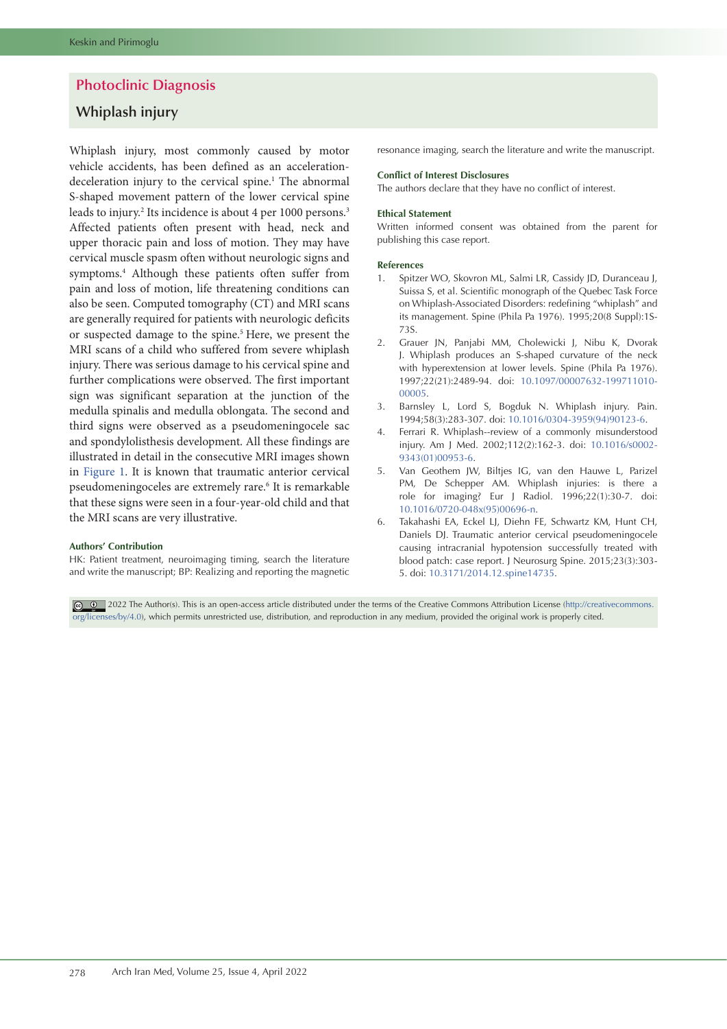## Photoclinic Diagnosis

### Whiplash injury

Whiplash injury, most commonly caused by motor vehicle accidents, has been defined as an acceleration-deceleration injury to the cervical spine.[1] The abnormal S-shaped movement pattern of the lower cervical spine leads to injury.[2] Its incidence is about 4 per 1000 persons.[3] Affected patients often present with head, neck and upper thoracic pain and loss of motion. They may have cervical muscle spasm often without neurologic signs and symptoms.[4] Although these patients often suffer from pain and loss of motion, life threatening conditions can also be seen. Computed tomography (CT) and MRI scans are generally required for patients with neurologic deficits or suspected damage to the spine.[5] Here, we present the MRI scans of a child who suffered from severe whiplash injury. There was serious damage to his cervical spine and further complications were observed. The first important sign was significant separation at the junction of the medulla spinalis and medulla oblongata. The second and third signs were observed as a pseudomeningocele sac and spondylolisthesis development. All these findings are illustrated in detail in the consecutive MRI images shown in Figure 1. It is known that traumatic anterior cervical pseudomeningoceles are extremely rare.[6] It is remarkable that these signs were seen in a four-year-old child and that the MRI scans are very illustrative.

#### Authors' Contribution

HK: Patient treatment, neuroimaging timing, search the literature and write the manuscript; BP: Realizing and reporting the magnetic resonance imaging, search the literature and write the manuscript.

#### Conflict of Interest Disclosures

The authors declare that they have no conflict of interest.

#### Ethical Statement

Written informed consent was obtained from the parent for publishing this case report.

#### References

1. Spitzer WO, Skovron ML, Salmi LR, Cassidy JD, Duranceau J, Suissa S, et al. Scientific monograph of the Quebec Task Force on Whiplash-Associated Disorders: redefining "whiplash" and its management. Spine (Phila Pa 1976). 1995;20(8 Suppl):1S-73S.
2. Grauer JN, Panjabi MM, Cholewicki J, Nibu K, Dvorak J. Whiplash produces an S-shaped curvature of the neck with hyperextension at lower levels. Spine (Phila Pa 1976). 1997;22(21):2489-94. doi: 10.1097/00007632-199711010-00005.
3. Barnsley L, Lord S, Bogduk N. Whiplash injury. Pain. 1994;58(3):283-307. doi: 10.1016/0304-3959(94)90123-6.
4. Ferrari R. Whiplash--review of a commonly misunderstood injury. Am J Med. 2002;112(2):162-3. doi: 10.1016/s0002-9343(01)00953-6.
5. Van Geothem JW, Biltjes IG, van den Hauwe L, Parizel PM, De Schepper AM. Whiplash injuries: is there a role for imaging? Eur J Radiol. 1996;22(1):30-7. doi: 10.1016/0720-048x(95)00696-n.
6. Takahashi EA, Eckel LJ, Diehn FE, Schwartz KM, Hunt CH, Daniels DJ. Traumatic anterior cervical pseudomeningocele causing intracranial hypotension successfully treated with blood patch: case report. J Neurosurg Spine. 2015;23(3):303-5. doi: 10.3171/2014.12.spine14735.

© 2022 The Author(s). This is an open-access article distributed under the terms of the Creative Commons Attribution License (http://creativecommons.org/licenses/by/4.0), which permits unrestricted use, distribution, and reproduction in any medium, provided the original work is properly cited.